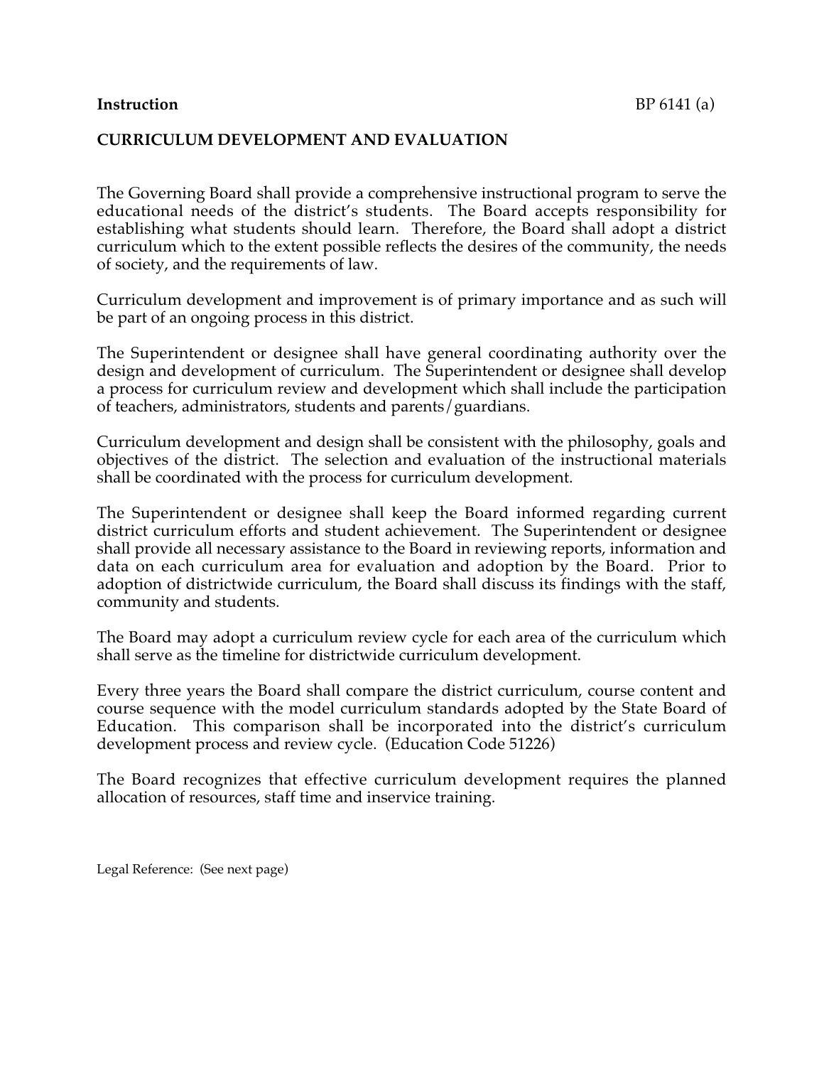**Instruction** BP 6141 (a)

## CURRICULUM DEVELOPMENT AND EVALUATION

The Governing Board shall provide a comprehensive instructional program to serve the educational needs of the district's students. The Board accepts responsibility for establishing what students should learn. Therefore, the Board shall adopt a district curriculum which to the extent possible reflects the desires of the community, the needs of society, and the requirements of law.

Curriculum development and improvement is of primary importance and as such will be part of an ongoing process in this district.

The Superintendent or designee shall have general coordinating authority over the design and development of curriculum. The Superintendent or designee shall develop a process for curriculum review and development which shall include the participation of teachers, administrators, students and parents/guardians.

Curriculum development and design shall be consistent with the philosophy, goals and objectives of the district. The selection and evaluation of the instructional materials shall be coordinated with the process for curriculum development.

The Superintendent or designee shall keep the Board informed regarding current district curriculum efforts and student achievement. The Superintendent or designee shall provide all necessary assistance to the Board in reviewing reports, information and data on each curriculum area for evaluation and adoption by the Board. Prior to adoption of districtwide curriculum, the Board shall discuss its findings with the staff, community and students.

The Board may adopt a curriculum review cycle for each area of the curriculum which shall serve as the timeline for districtwide curriculum development.

Every three years the Board shall compare the district curriculum, course content and course sequence with the model curriculum standards adopted by the State Board of Education. This comparison shall be incorporated into the district's curriculum development process and review cycle. (Education Code 51226)

The Board recognizes that effective curriculum development requires the planned allocation of resources, staff time and inservice training.

Legal Reference: (See next page)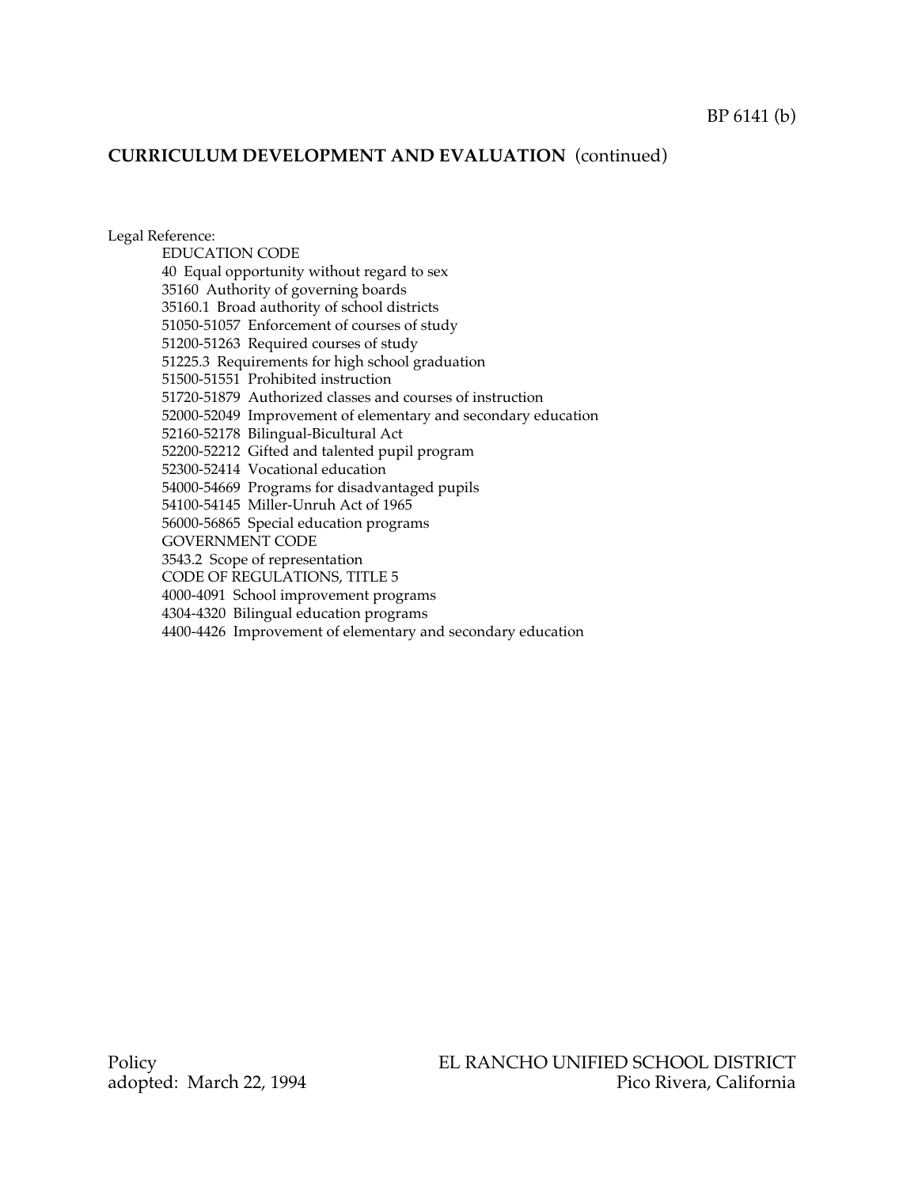## CURRICULUM DEVELOPMENT AND EVALUATION (continued)

Legal Reference:

EDUCATION CODE
40 Equal opportunity without regard to sex
35160 Authority of governing boards
35160.1 Broad authority of school districts
51050-51057 Enforcement of courses of study
51200-51263 Required courses of study
51225.3 Requirements for high school graduation
51500-51551 Prohibited instruction
51720-51879 Authorized classes and courses of instruction
52000-52049 Improvement of elementary and secondary education
52160-52178 Bilingual-Bicultural Act
52200-52212 Gifted and talented pupil program
52300-52414 Vocational education
54000-54669 Programs for disadvantaged pupils
54100-54145 Miller-Unruh Act of 1965
56000-56865 Special education programs

GOVERNMENT CODE
3543.2 Scope of representation

CODE OF REGULATIONS, TITLE 5
4000-4091 School improvement programs
4304-4320 Bilingual education programs
4400-4426 Improvement of elementary and secondary education

Policy
adopted: March 22, 1994

EL RANCHO UNIFIED SCHOOL DISTRICT
Pico Rivera, California